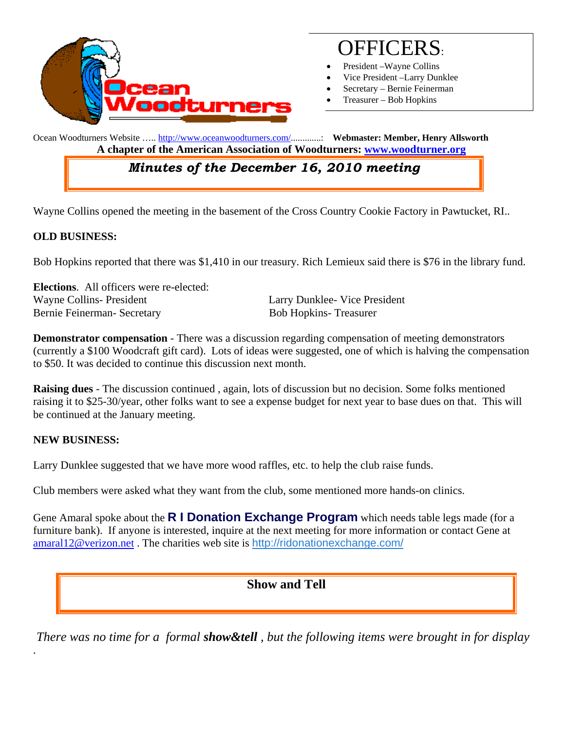# OFFICERS:

- President –Wayne Collins
- Vice President –Larry Dunklee
- Secretary – Bernie Feinerman
- Treasurer – Bob Hopkins

Ocean Woodturners Website ….. http://www.oceanwoodturners.com/.............: **Webmaster: Member, Henry Allsworth**

**A chapter of the American Association of Woodturners: www.woodturner.org**

## *Minutes of the December 16, 2010 meeting*

Wayne Collins opened the meeting in the basement of the Cross Country Cookie Factory in Pawtucket, RI..

**OLD BUSINESS:**

Bob Hopkins reported that there was $1,410 in our treasury. Rich Lemieux said there is $76 in the library fund.

**Elections**. All officers were re-elected:

Wayne Collins- President
Larry Dunklee- Vice President
Bernie Feinerman- Secretary
Bob Hopkins- Treasurer

**Demonstrator compensation** - There was a discussion regarding compensation of meeting demonstrators (currently a $100 Woodcraft gift card). Lots of ideas were suggested, one of which is halving the compensation to $50. It was decided to continue this discussion next month.

**Raising dues** - The discussion continued , again, lots of discussion but no decision. Some folks mentioned raising it to $25-30/year, other folks want to see a expense budget for next year to base dues on that. This will be continued at the January meeting.

**NEW BUSINESS:**

Larry Dunklee suggested that we have more wood raffles, etc. to help the club raise funds.

Club members were asked what they want from the club, some mentioned more hands-on clinics.

Gene Amaral spoke about the **R I Donation Exchange Program** which needs table legs made (for a furniture bank). If anyone is interested, inquire at the next meeting for more information or contact Gene at amaral12@verizon.net . The charities web site is http://ridonationexchange.com/

## Show and Tell

*There was no time for a formal **show&tell** , but the following items were brought in for display*

.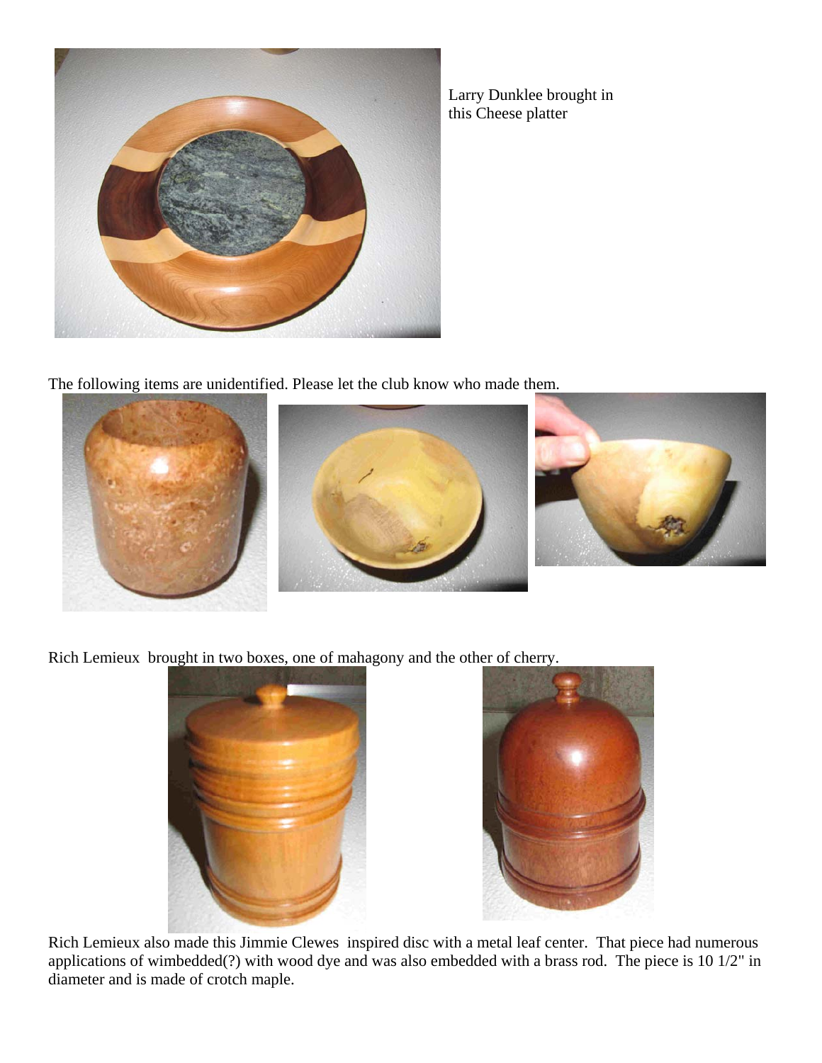Larry Dunklee brought in this Cheese platter

The following items are unidentified. Please let the club know who made them.

Rich Lemieux brought in two boxes, one of mahagony and the other of cherry.

Rich Lemieux also made this Jimmie Clewes inspired disc with a metal leaf center. That piece had numerous applications of wimbedded(?) with wood dye and was also embedded with a brass rod. The piece is 10 1/2" in diameter and is made of crotch maple.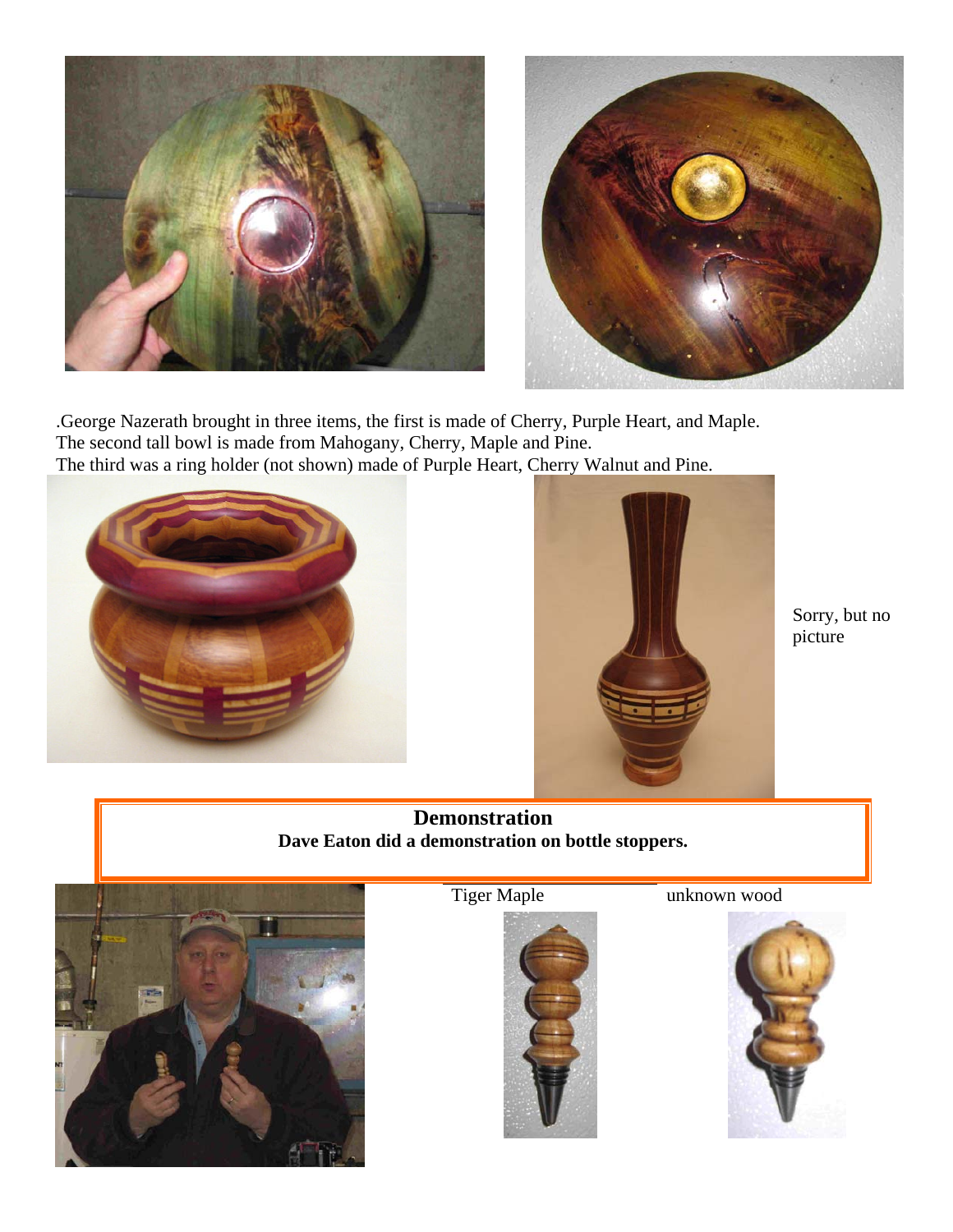.George Nazerath brought in three items, the first is made of Cherry, Purple Heart, and Maple.
The second tall bowl is made from Mahogany, Cherry, Maple and Pine.
The third was a ring holder (not shown) made of Purple Heart, Cherry Walnut and Pine.

Sorry, but no picture

## Demonstration

**Dave Eaton did a demonstration on bottle stoppers.**

Tiger Maple

unknown wood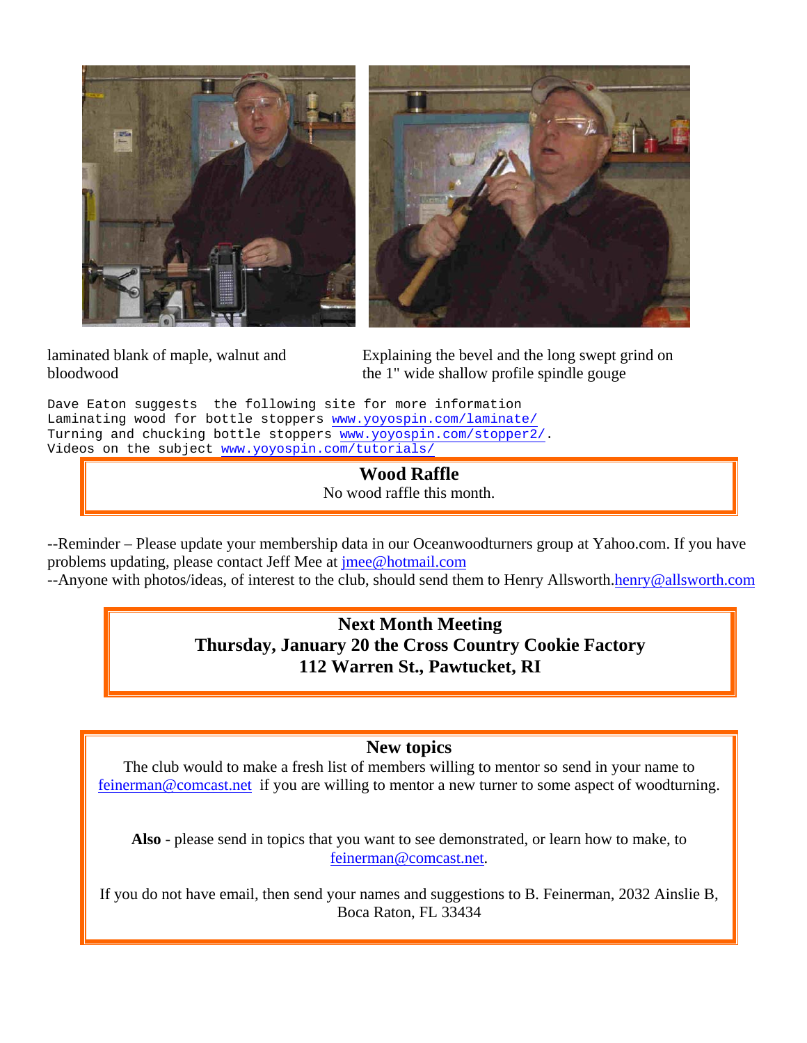laminated blank of maple, walnut and bloodwood

Explaining the bevel and the long swept grind on the 1" wide shallow profile spindle gouge

```
Dave Eaton suggests  the following site for more information
Laminating wood for bottle stoppers www.yoyospin.com/laminate/
Turning and chucking bottle stoppers www.yoyospin.com/stopper2/.
Videos on the subject www.yoyospin.com/tutorials/
```

**Wood Raffle**

No wood raffle this month.

--Reminder – Please update your membership data in our Oceanwoodturners group at Yahoo.com. If you have problems updating, please contact Jeff Mee at jmee@hotmail.com

--Anyone with photos/ideas, of interest to the club, should send them to Henry Allsworth.henry@allsworth.com

**Next Month Meeting**
**Thursday, January 20 the Cross Country Cookie Factory**
**112 Warren St., Pawtucket, RI**

**New topics**

The club would to make a fresh list of members willing to mentor so send in your name to feinerman@comcast.net if you are willing to mentor a new turner to some aspect of woodturning.

**Also** - please send in topics that you want to see demonstrated, or learn how to make, to feinerman@comcast.net.

If you do not have email, then send your names and suggestions to B. Feinerman, 2032 Ainslie B, Boca Raton, FL 33434